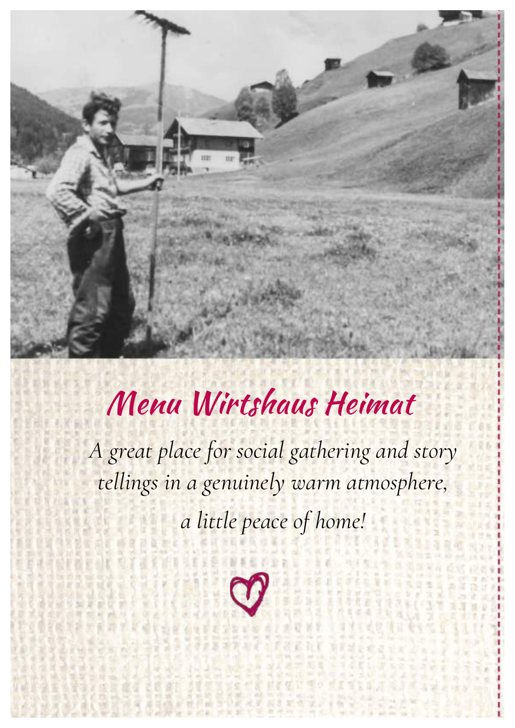# Menu Wirtshaus Heimat

*A great place for social gathering and story tellings in a genuinely warm atmosphere, a little peace of home!*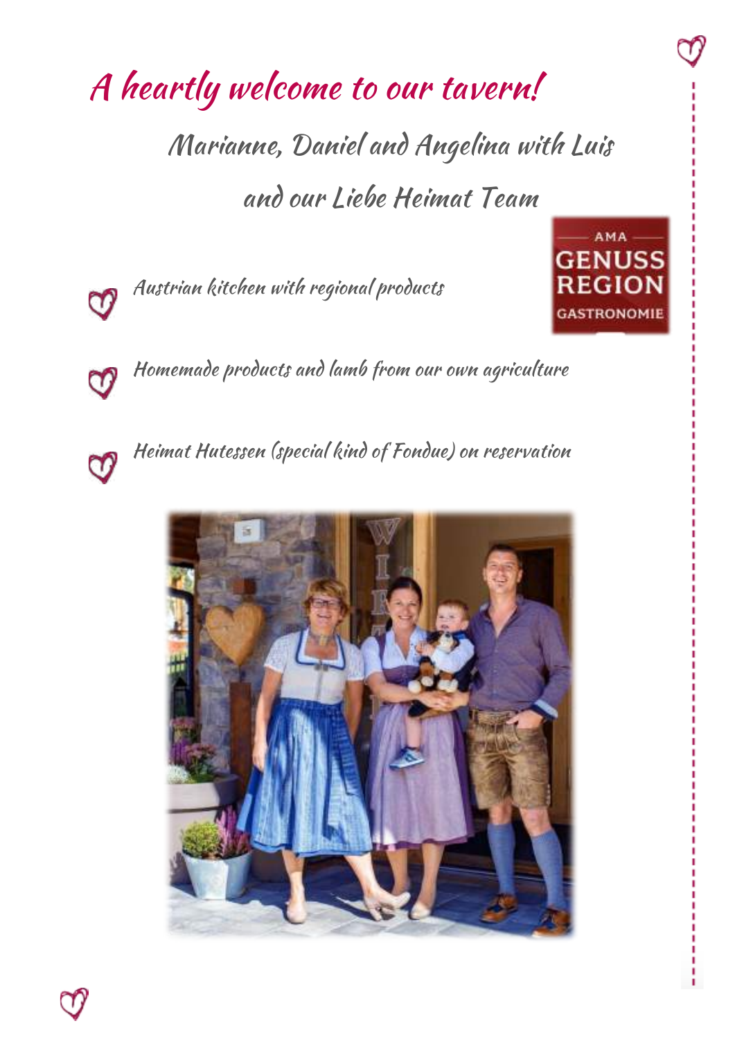# A heartly welcome to our tavern!

Marianne, Daniel and Angelina with Luis

and our Liebe Heimat Team

AMA GENUSS REGION GASTRONOMIE

- Austrian kitchen with regional products
- Homemade products and lamb from our own agriculture
- Heimat Hutessen (special kind of Fondue) on reservation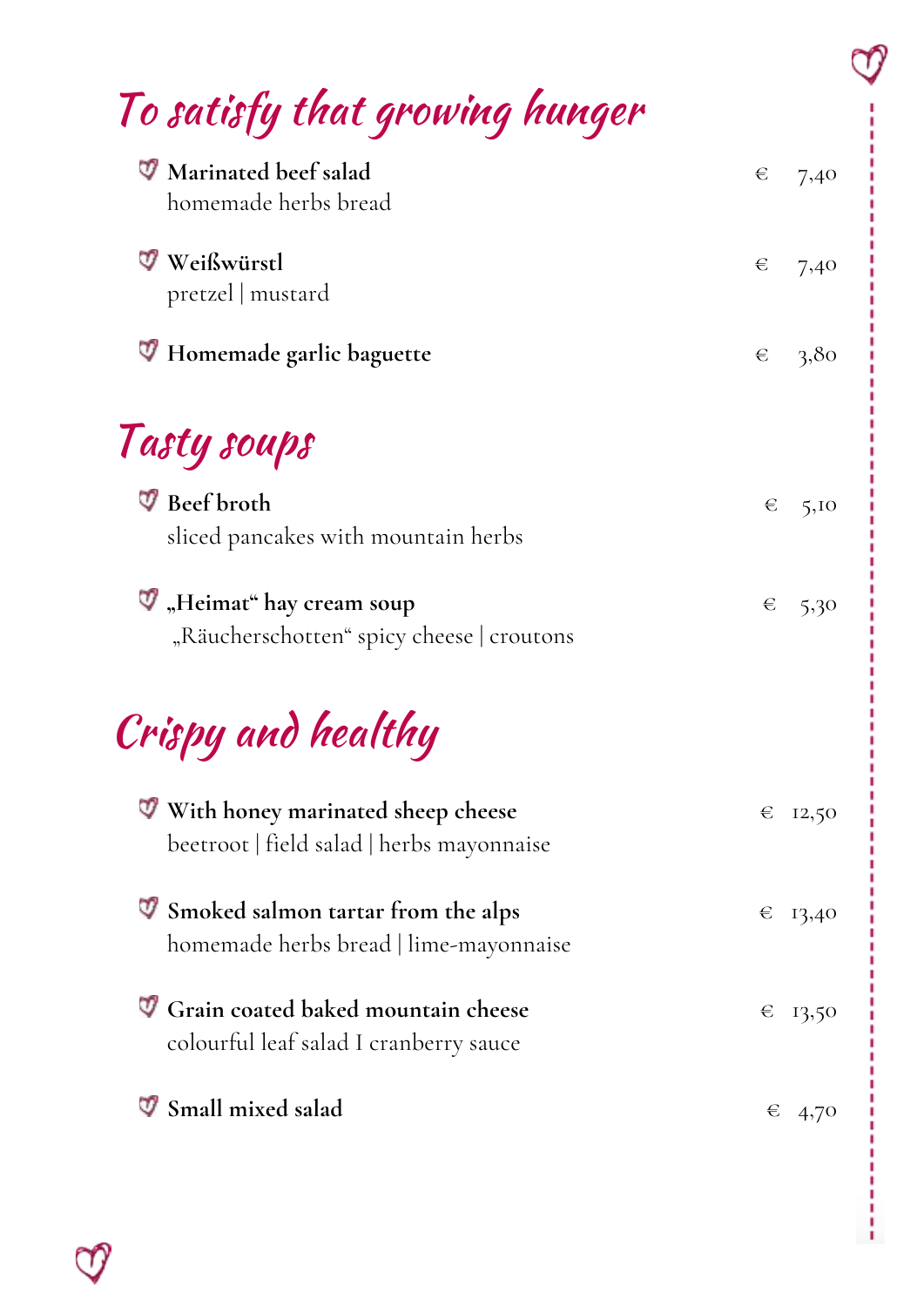## To satisfy that growing hunger

**Marinated beef salad** € 7,40
homemade herbs bread

**Weißwürstl** € 7,40
pretzel | mustard

**Homemade garlic baguette** € 3,80

## Tasty soups

**Beef broth** € 5,10
sliced pancakes with mountain herbs

**„Heimat“ hay cream soup** € 5,30
„Räucherschotten“ spicy cheese | croutons

## Crispy and healthy

**With honey marinated sheep cheese** € 12,50
beetroot | field salad | herbs mayonnaise

**Smoked salmon tartar from the alps** € 13,40
homemade herbs bread | lime-mayonnaise

**Grain coated baked mountain cheese** € 13,50
colourful leaf salad I cranberry sauce

**Small mixed salad** € 4,70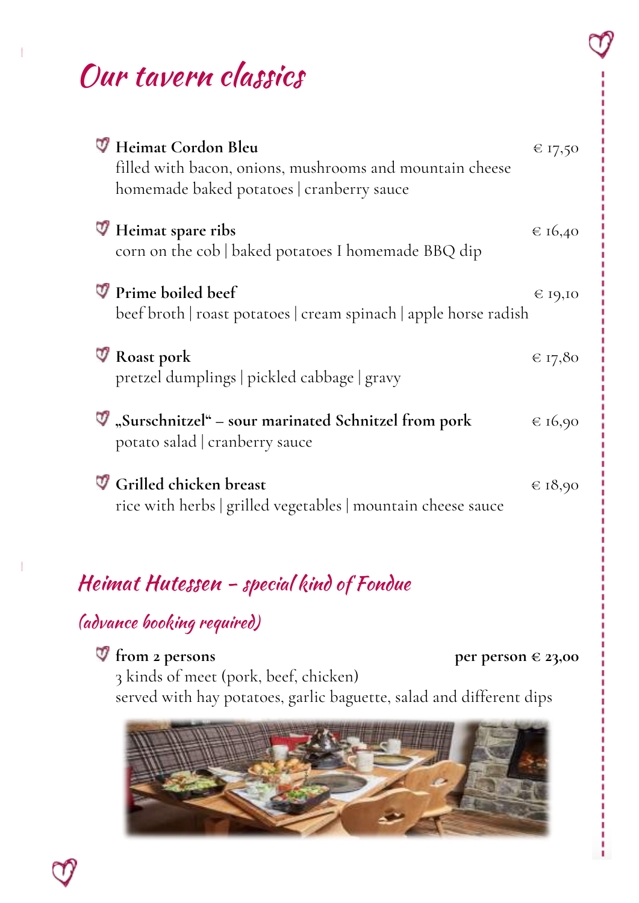# Our tavern classics

**Heimat Cordon Bleu** € 17,50
filled with bacon, onions, mushrooms and mountain cheese
homemade baked potatoes | cranberry sauce

**Heimat spare ribs** € 16,40
corn on the cob | baked potatoes I homemade BBQ dip

**Prime boiled beef** € 19,10
beef broth | roast potatoes | cream spinach | apple horse radish

**Roast pork** € 17,80
pretzel dumplings | pickled cabbage | gravy

**„Surschnitzel" – sour marinated Schnitzel from pork** € 16,90
potato salad | cranberry sauce

**Grilled chicken breast** € 18,90
rice with herbs | grilled vegetables | mountain cheese sauce

## Heimat Hutessen – special kind of Fondue

### (advance booking required)

**from 2 persons** **per person € 23,00**
3 kinds of meet (pork, beef, chicken)
served with hay potatoes, garlic baguette, salad and different dips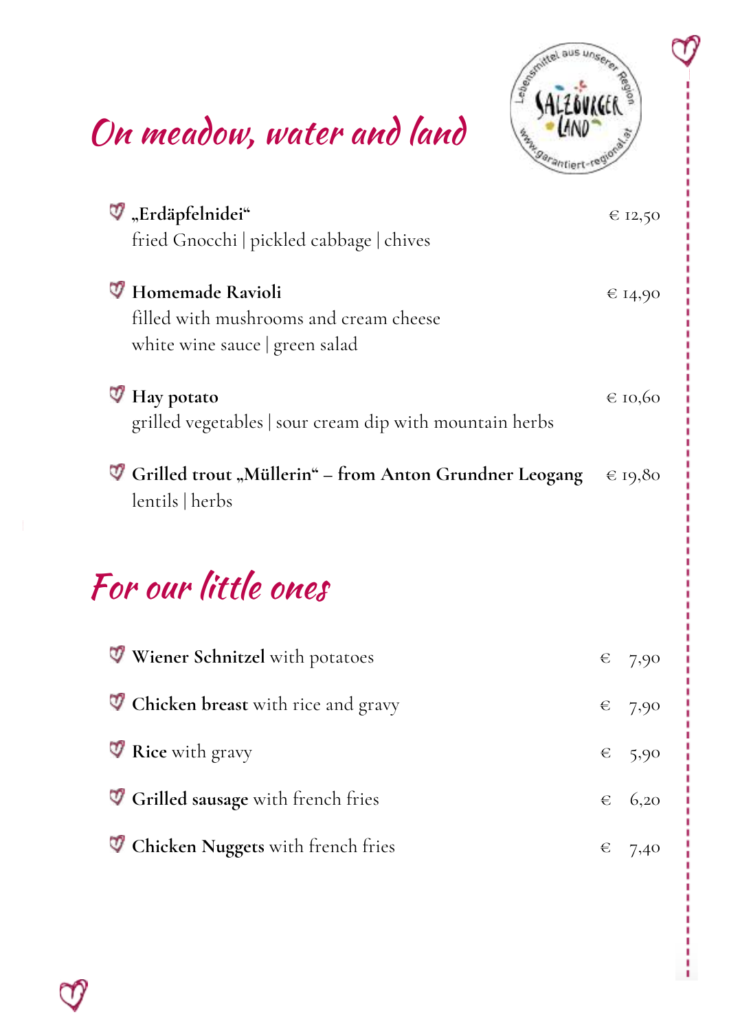## On meadow, water and land

Lebensmittel aus unserer Region
SALZBURGER LAND
www.garantiert-regional.at

**„Erdäpfelnidei“** € 12,50
fried Gnocchi | pickled cabbage | chives

**Homemade Ravioli** € 14,90
filled with mushrooms and cream cheese
white wine sauce | green salad

**Hay potato** € 10,60
grilled vegetables | sour cream dip with mountain herbs

**Grilled trout „Müllerin“ – from Anton Grundner Leogang** € 19,80
lentils | herbs

## For our little ones

**Wiener Schnitzel** with potatoes € 7,90

**Chicken breast** with rice and gravy € 7,90

**Rice** with gravy € 5,90

**Grilled sausage** with french fries € 6,20

**Chicken Nuggets** with french fries € 7,40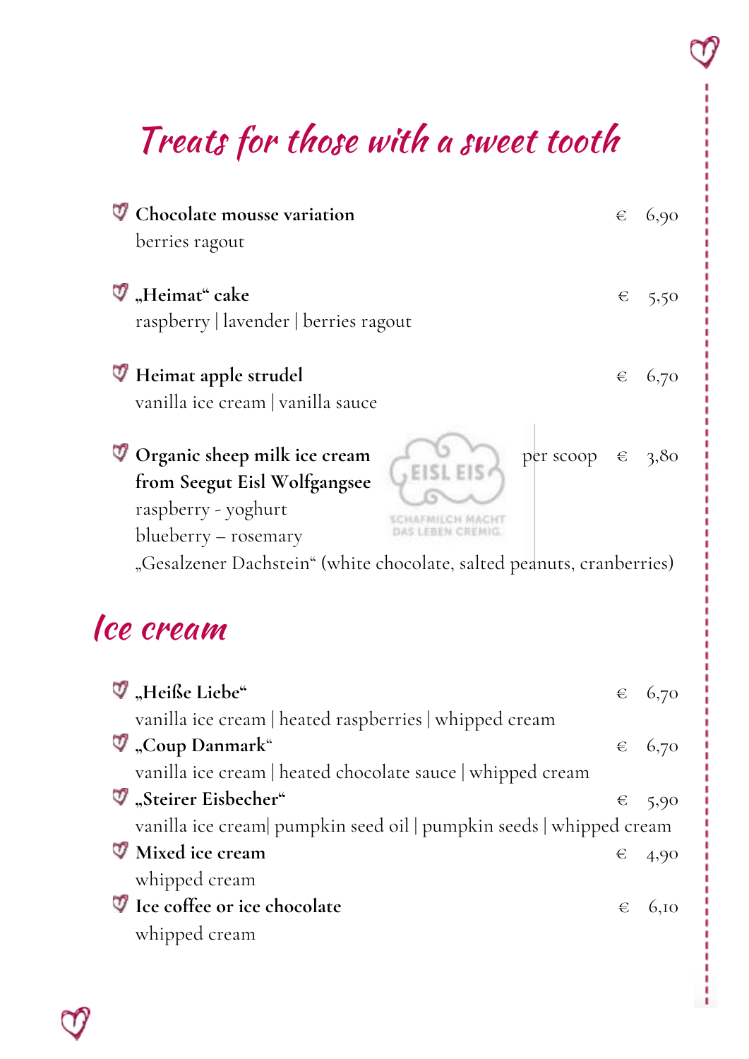# Treats for those with a sweet tooth

**Chocolate mousse variation** € 6,90
berries ragout

**„Heimat" cake** € 5,50
raspberry | lavender | berries ragout

**Heimat apple strudel** € 6,70
vanilla ice cream | vanilla sauce

**Organic sheep milk ice cream from Seegut Eisl Wolfgangsee** per scoop € 3,80
raspberry - yoghurt
blueberry – rosemary
„Gesalzener Dachstein" (white chocolate, salted peanuts, cranberries)

EISL EIS
SCHAFMILCH MACHT DAS LEBEN CREMIG.

## Ice cream

**„Heiße Liebe"** € 6,70
vanilla ice cream | heated raspberries | whipped cream

**„Coup Danmark"** € 6,70
vanilla ice cream | heated chocolate sauce | whipped cream

**„Steirer Eisbecher"** € 5,90
vanilla ice cream| pumpkin seed oil | pumpkin seeds | whipped cream

**Mixed ice cream** € 4,90
whipped cream

**Ice coffee or ice chocolate** € 6,10
whipped cream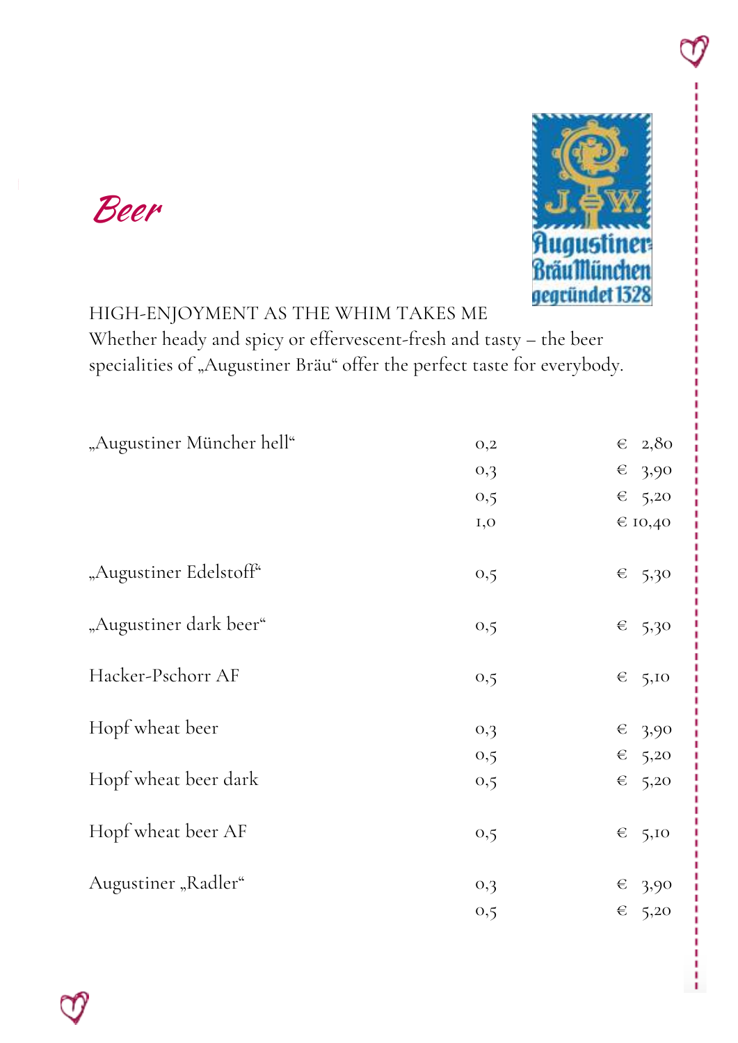# *Beer*

HIGH-ENJOYMENT AS THE WHIM TAKES ME

Whether heady and spicy or effervescent-fresh and tasty – the beer specialities of „Augustiner Bräu" offer the perfect taste for everybody.

| | | |
|---|---|---|
| „Augustiner Müncher hell" | 0,2 | € 2,80 |
| | 0,3 | € 3,90 |
| | 0,5 | € 5,20 |
| | 1,0 | € 10,40 |
| „Augustiner Edelstoff" | 0,5 | € 5,30 |
| „Augustiner dark beer" | 0,5 | € 5,30 |
| Hacker-Pschorr AF | 0,5 | € 5,10 |
| Hopf wheat beer | 0,3 | € 3,90 |
| | 0,5 | € 5,20 |
| Hopf wheat beer dark | 0,5 | € 5,20 |
| Hopf wheat beer AF | 0,5 | € 5,10 |
| Augustiner „Radler" | 0,3 | € 3,90 |
| | 0,5 | € 5,20 |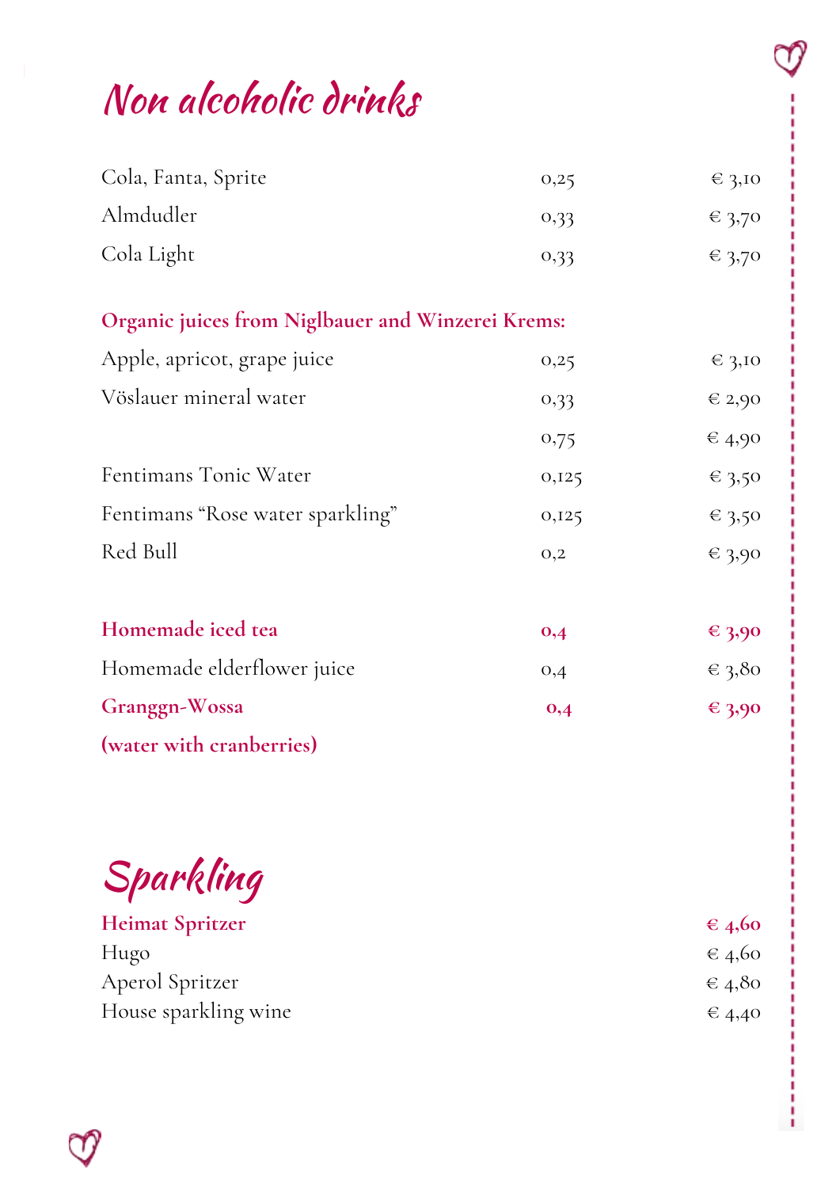# Non alcoholic drinks

| | | |
|---|---|---|
| Cola, Fanta, Sprite | 0,25 | € 3,10 |
| Almdudler | 0,33 | € 3,70 |
| Cola Light | 0,33 | € 3,70 |

**Organic juices from Niglbauer and Winzerei Krems:**

| | | |
|---|---|---|
| Apple, apricot, grape juice | 0,25 | € 3,10 |
| Vöslauer mineral water | 0,33 | € 2,90 |
| | 0,75 | € 4,90 |
| Fentimans Tonic Water | 0,125 | € 3,50 |
| Fentimans "Rose water sparkling" | 0,125 | € 3,50 |
| Red Bull | 0,2 | € 3,90 |

| | | |
|---|---|---|
| **Homemade iced tea** | **0,4** | **€ 3,90** |
| Homemade elderflower juice | 0,4 | € 3,80 |
| **Granggn-Wossa (water with cranberries)** | **0,4** | **€ 3,90** |

# Sparkling

| | |
|---|---|
| **Heimat Spritzer** | **€ 4,60** |
| Hugo | € 4,60 |
| Aperol Spritzer | € 4,80 |
| House sparkling wine | € 4,40 |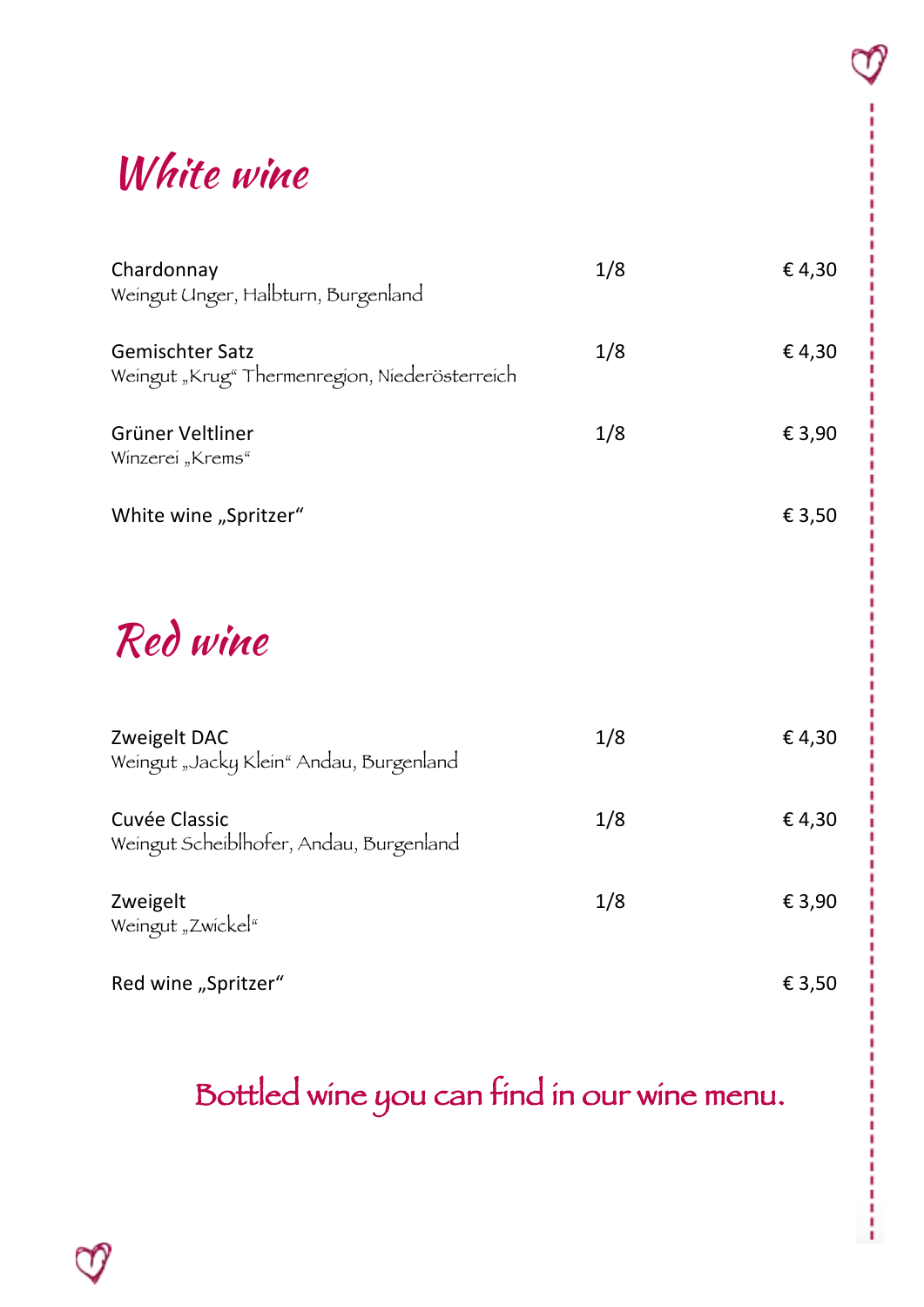# White wine

| | | |
|---|---|---|
| Chardonnay<br>Weingut Unger, Halbturn, Burgenland | 1/8 | € 4,30 |
| Gemischter Satz<br>Weingut „Krug" Thermenregion, Niederösterreich | 1/8 | € 4,30 |
| Grüner Veltliner<br>Winzerei „Krems" | 1/8 | € 3,90 |
| White wine „Spritzer" | | € 3,50 |

# Red wine

| | | |
|---|---|---|
| Zweigelt DAC<br>Weingut „Jacky Klein" Andau, Burgenland | 1/8 | € 4,30 |
| Cuvée Classic<br>Weingut Scheiblhofer, Andau, Burgenland | 1/8 | € 4,30 |
| Zweigelt<br>Weingut „Zwickel" | 1/8 | € 3,90 |
| Red wine „Spritzer" | | € 3,50 |

Bottled wine you can find in our wine menu.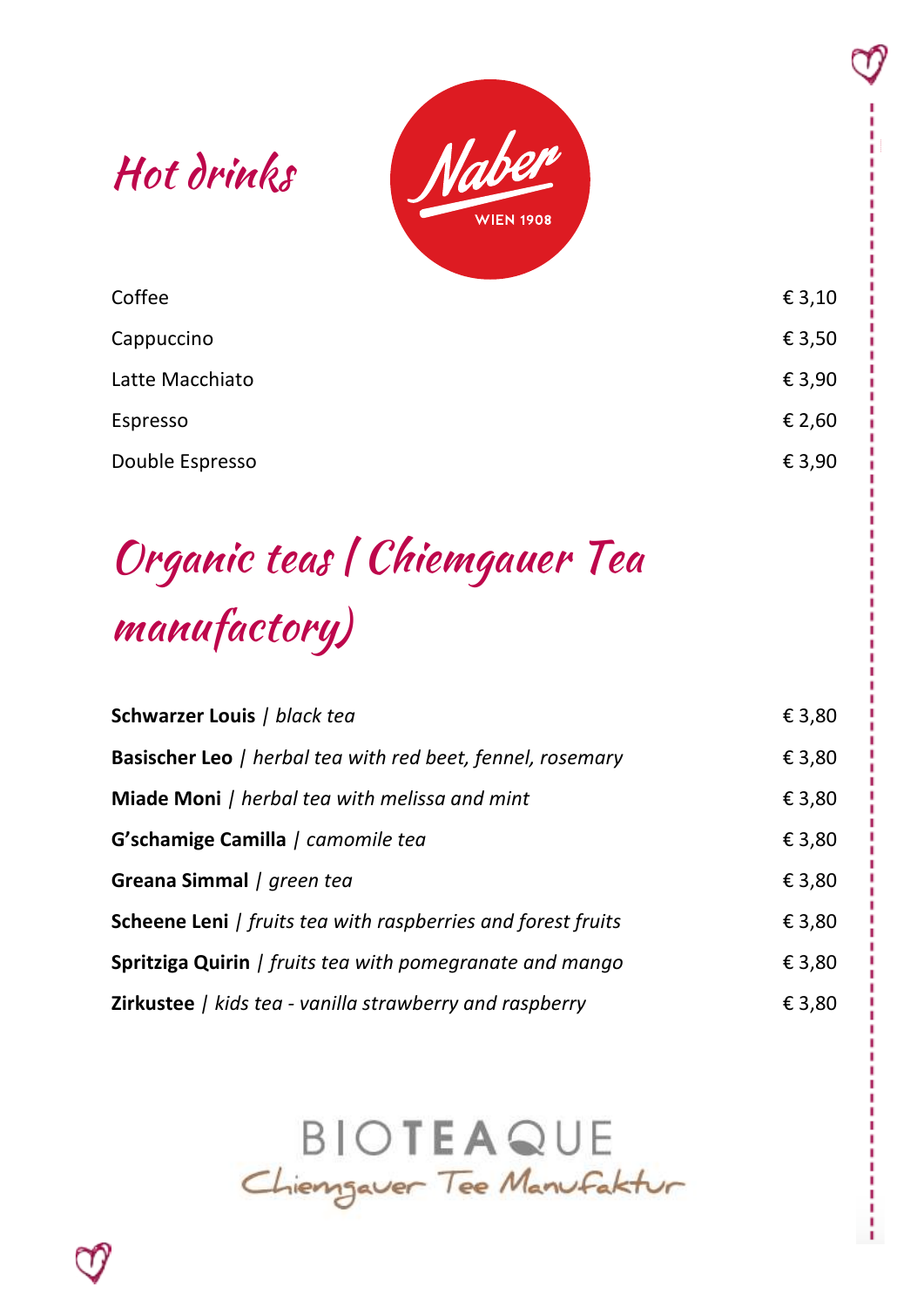# Hot drinks

Naber
WIEN 1908

| | |
|---|---|
| Coffee | € 3,10 |
| Cappuccino | € 3,50 |
| Latte Macchiato | € 3,90 |
| Espresso | € 2,60 |
| Double Espresso | € 3,90 |

# Organic teas (Chiemgauer Tea manufactory)

| | |
|---|---|
| **Schwarzer Louis** \| *black tea* | € 3,80 |
| **Basischer Leo** \| *herbal tea with red beet, fennel, rosemary* | € 3,80 |
| **Miade Moni** \| *herbal tea with melissa and mint* | € 3,80 |
| **G'schamige Camilla** \| *camomile tea* | € 3,80 |
| **Greana Simmal** \| *green tea* | € 3,80 |
| **Scheene Leni** \| *fruits tea with raspberries and forest fruits* | € 3,80 |
| **Spritziga Quirin** \| *fruits tea with pomegranate and mango* | € 3,80 |
| **Zirkustee** \| *kids tea - vanilla strawberry and raspberry* | € 3,80 |

BIOTEAQUE
Chiemgauer Tee Manufaktur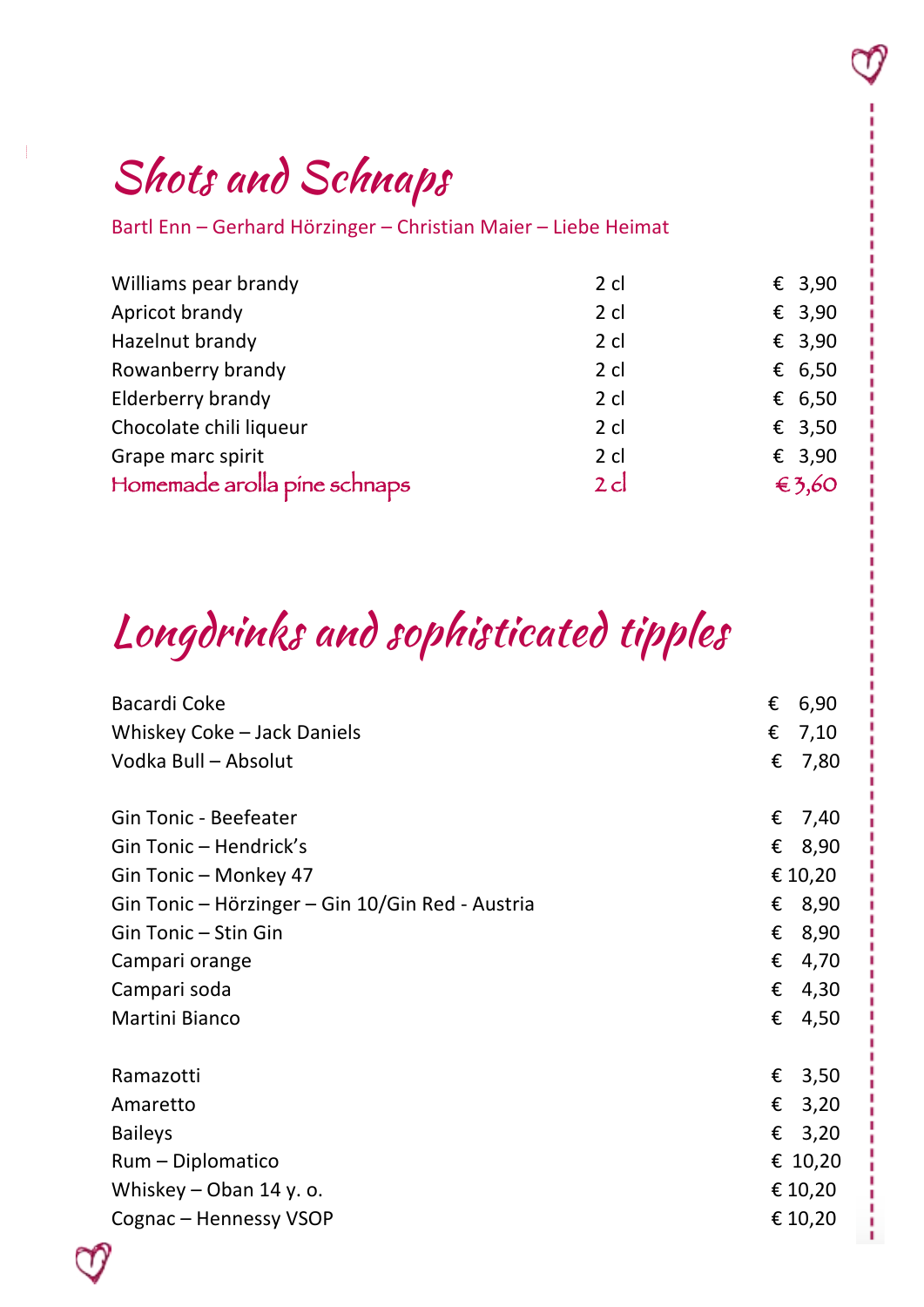# Shots and Schnaps

Bartl Enn – Gerhard Hörzinger – Christian Maier – Liebe Heimat

| | | |
|---|---|---|
| Williams pear brandy | 2 cl | € 3,90 |
| Apricot brandy | 2 cl | € 3,90 |
| Hazelnut brandy | 2 cl | € 3,90 |
| Rowanberry brandy | 2 cl | € 6,50 |
| Elderberry brandy | 2 cl | € 6,50 |
| Chocolate chili liqueur | 2 cl | € 3,50 |
| Grape marc spirit | 2 cl | € 3,90 |
| Homemade arolla pine schnaps | 2 cl | € 3,60 |

# Longdrinks and sophisticated tipples

| | |
|---|---|
| Bacardi Coke | € 6,90 |
| Whiskey Coke – Jack Daniels | € 7,10 |
| Vodka Bull – Absolut | € 7,80 |
| | |
| Gin Tonic - Beefeater | € 7,40 |
| Gin Tonic – Hendrick's | € 8,90 |
| Gin Tonic – Monkey 47 | € 10,20 |
| Gin Tonic – Hörzinger – Gin 10/Gin Red - Austria | € 8,90 |
| Gin Tonic – Stin Gin | € 8,90 |
| Campari orange | € 4,70 |
| Campari soda | € 4,30 |
| Martini Bianco | € 4,50 |
| | |
| Ramazotti | € 3,50 |
| Amaretto | € 3,20 |
| Baileys | € 3,20 |
| Rum – Diplomatico | € 10,20 |
| Whiskey – Oban 14 y. o. | € 10,20 |
| Cognac – Hennessy VSOP | € 10,20 |